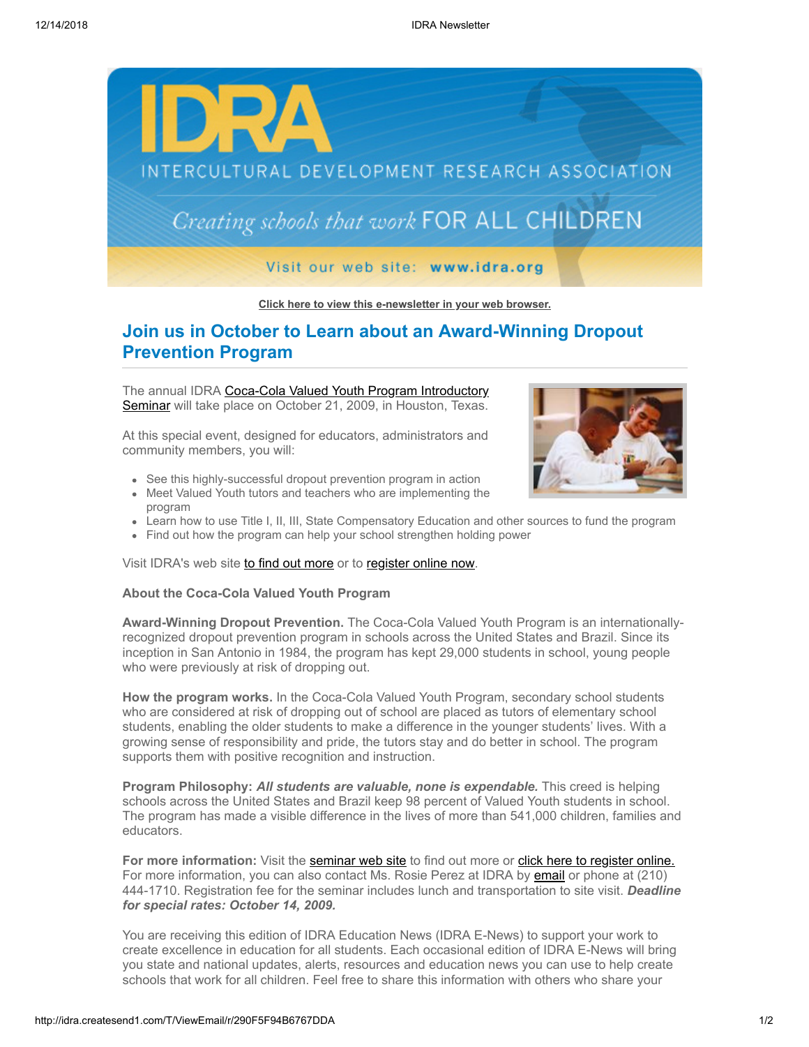Click here to view this e-newsletter in your web browser.

## Join us in October to Learn about an Award-Winning Dropout Prevention Program

The annual IDRA Coca-Cola Valued Youth Program Introductory Seminar will take place on October 21, 2009, in Houston, Texas.

At this special event, designed for educators, administrators and community members, you will:

- See this highly-successful dropout prevention program in action
- Meet Valued Youth tutors and teachers who are implementing the program
- Learn how to use Title I, II, III, State Compensatory Education and other sources to fund the program
- Find out how the program can help your school strengthen holding power

Visit IDRA's web site to find out more or to register online now.

**About the Coca-Cola Valued Youth Program**

**Award-Winning Dropout Prevention.** The Coca-Cola Valued Youth Program is an internationally-recognized dropout prevention program in schools across the United States and Brazil. Since its inception in San Antonio in 1984, the program has kept 29,000 students in school, young people who were previously at risk of dropping out.

**How the program works.** In the Coca-Cola Valued Youth Program, secondary school students who are considered at risk of dropping out of school are placed as tutors of elementary school students, enabling the older students to make a difference in the younger students' lives. With a growing sense of responsibility and pride, the tutors stay and do better in school. The program supports them with positive recognition and instruction.

**Program Philosophy:** ***All students are valuable, none is expendable.*** This creed is helping schools across the United States and Brazil keep 98 percent of Valued Youth students in school. The program has made a visible difference in the lives of more than 541,000 children, families and educators.

**For more information:** Visit the seminar web site to find out more or click here to register online. For more information, you can also contact Ms. Rosie Perez at IDRA by email or phone at (210) 444-1710. Registration fee for the seminar includes lunch and transportation to site visit. ***Deadline for special rates: October 14, 2009.***

You are receiving this edition of IDRA Education News (IDRA E-News) to support your work to create excellence in education for all students. Each occasional edition of IDRA E-News will bring you state and national updates, alerts, resources and education news you can use to help create schools that work for all children. Feel free to share this information with others who share your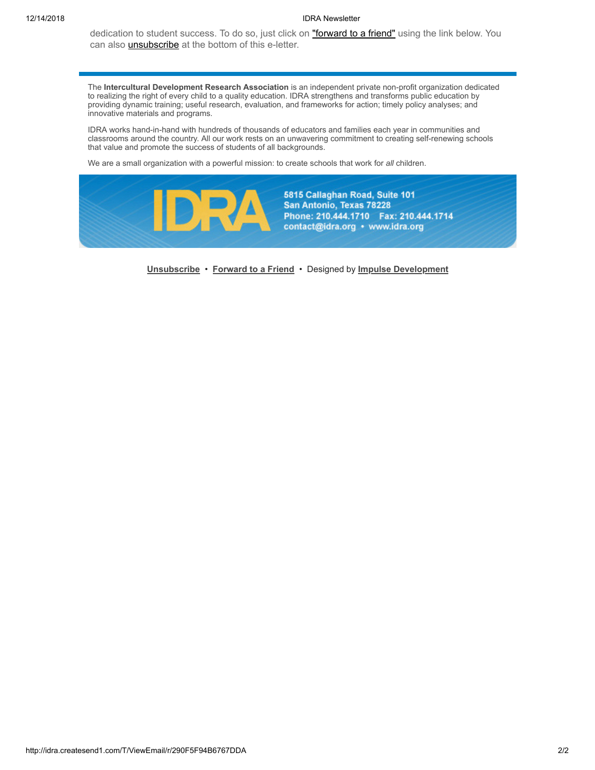dedication to student success. To do so, just click on "forward to a friend" using the link below. You can also unsubscribe at the bottom of this e-letter.

---

The **Intercultural Development Research Association** is an independent private non-profit organization dedicated to realizing the right of every child to a quality education. IDRA strengthens and transforms public education by providing dynamic training; useful research, evaluation, and frameworks for action; timely policy analyses; and innovative materials and programs.

IDRA works hand-in-hand with hundreds of thousands of educators and families each year in communities and classrooms around the country. All our work rests on an unwavering commitment to creating self-renewing schools that value and promote the success of students of all backgrounds.

We are a small organization with a powerful mission: to create schools that work for *all* children.

IDRA

5815 Callaghan Road, Suite 101
San Antonio, Texas 78228
Phone: 210.444.1710 Fax: 210.444.1714
contact@idra.org • www.idra.org

**Unsubscribe** • **Forward to a Friend** • Designed by **Impulse Development**